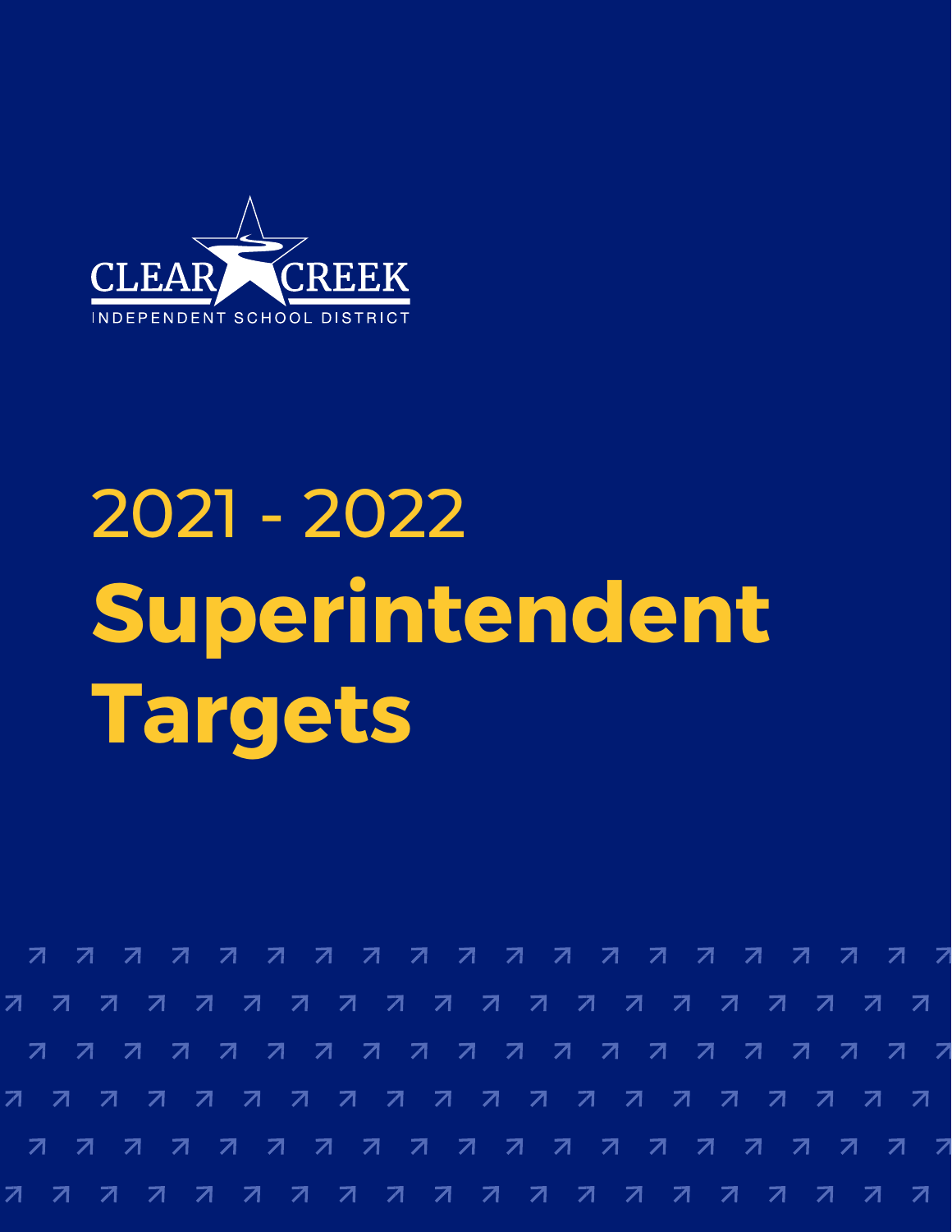CLEAR CREEK

INDEPENDENT SCHOOL DISTRICT

2021 - 2022

# Superintendent Targets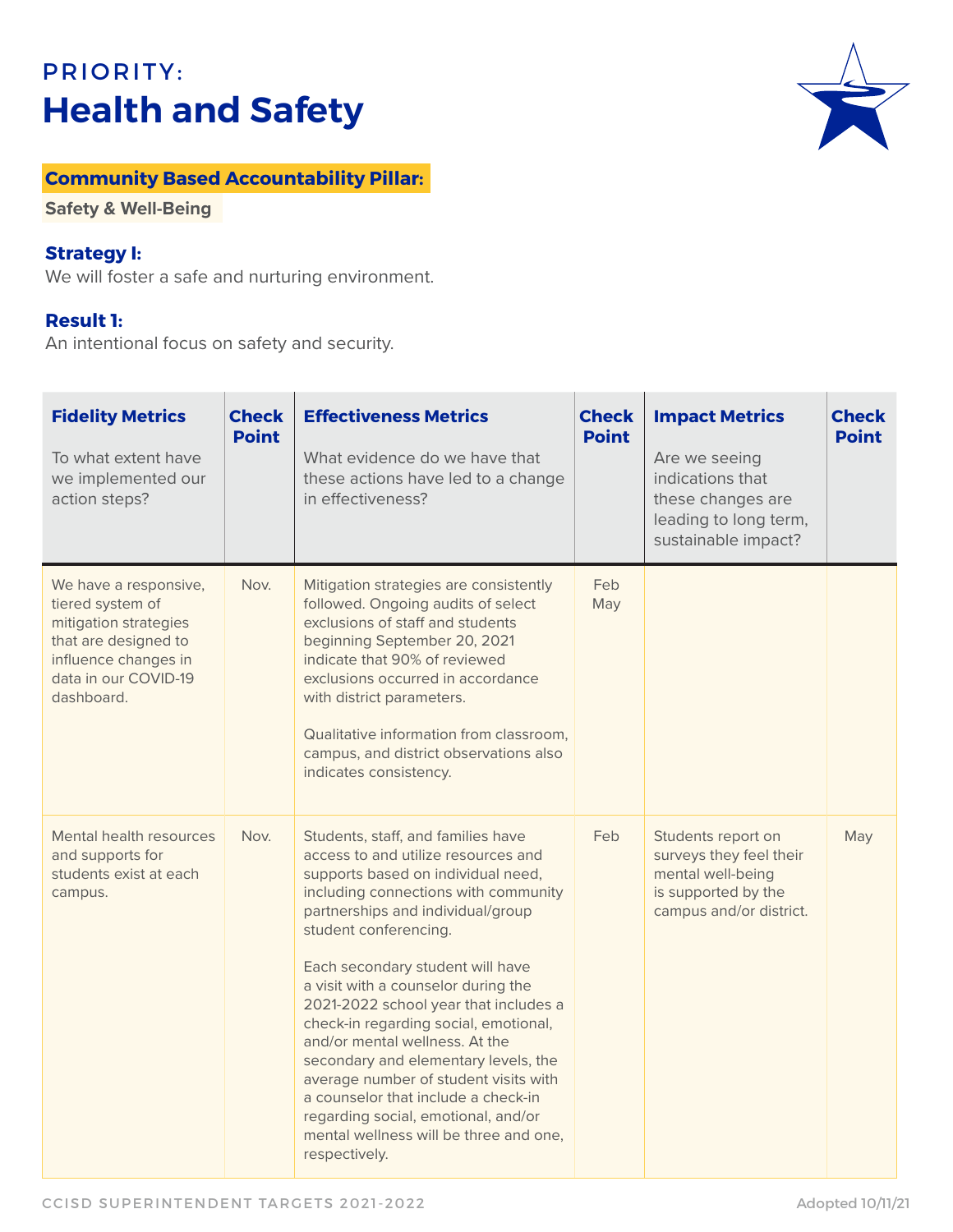PRIORITY:

# Health and Safety

**Community Based Accountability Pillar:**

**Safety & Well-Being**

**Strategy I:**
We will foster a safe and nurturing environment.

**Result 1:**
An intentional focus on safety and security.

| **Fidelity Metrics** To what extent have we implemented our action steps? | **Check Point** | **Effectiveness Metrics** What evidence do we have that these actions have led to a change in effectiveness? | **Check Point** | **Impact Metrics** Are we seeing indications that these changes are leading to long term, sustainable impact? | **Check Point** |
|---|---|---|---|---|---|
| We have a responsive, tiered system of mitigation strategies that are designed to influence changes in data in our COVID-19 dashboard. | Nov. | Mitigation strategies are consistently followed. Ongoing audits of select exclusions of staff and students beginning September 20, 2021 indicate that 90% of reviewed exclusions occurred in accordance with district parameters.<br><br>Qualitative information from classroom, campus, and district observations also indicates consistency. | Feb<br>May | | |
| Mental health resources and supports for students exist at each campus. | Nov. | Students, staff, and families have access to and utilize resources and supports based on individual need, including connections with community partnerships and individual/group student conferencing.<br><br>Each secondary student will have a visit with a counselor during the 2021-2022 school year that includes a check-in regarding social, emotional, and/or mental wellness. At the secondary and elementary levels, the average number of student visits with a counselor that include a check-in regarding social, emotional, and/or mental wellness will be three and one, respectively. | Feb | Students report on surveys they feel their mental well-being is supported by the campus and/or district. | May |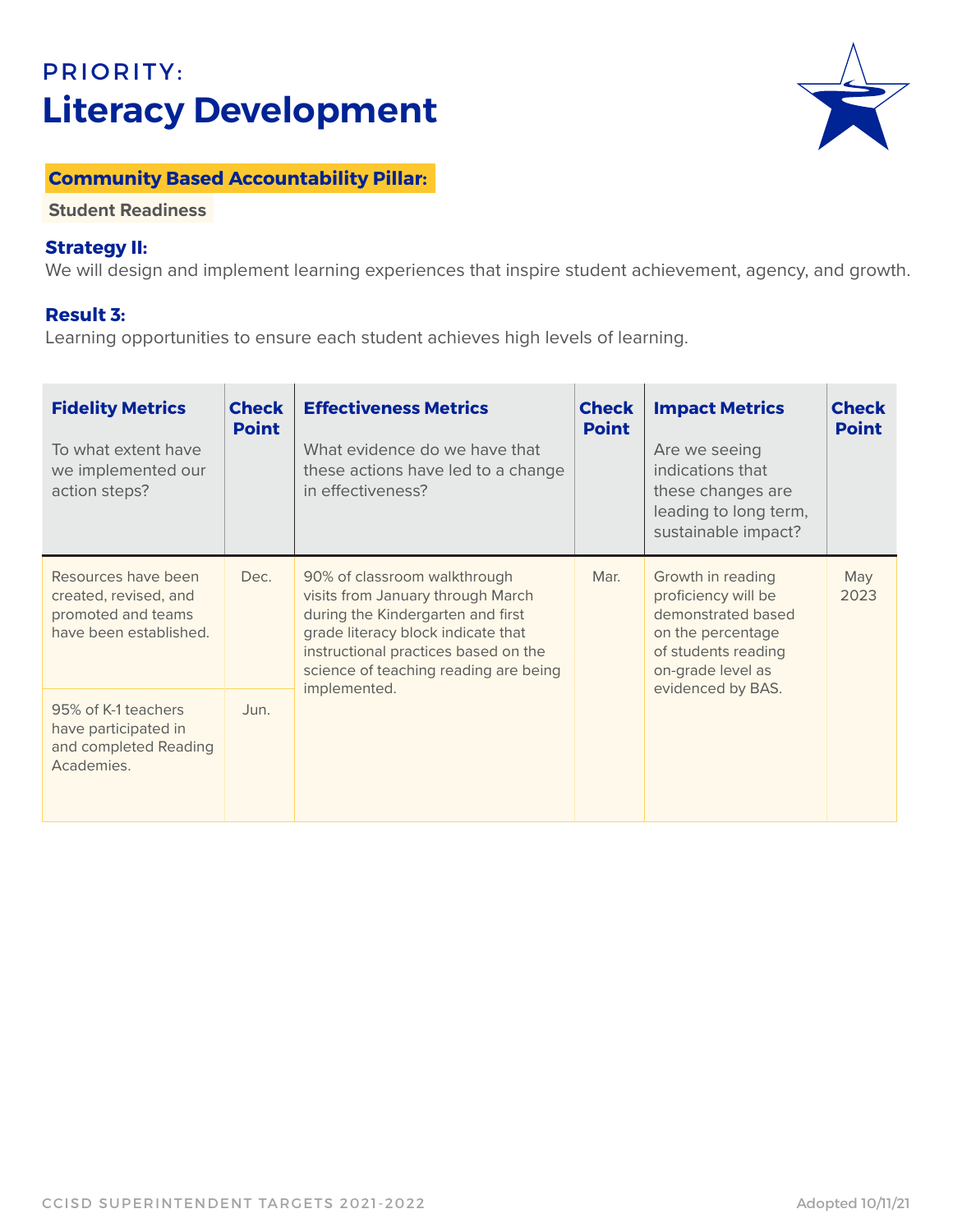PRIORITY:

# Literacy Development

**Community Based Accountability Pillar:**

**Student Readiness**

### Strategy II:

We will design and implement learning experiences that inspire student achievement, agency, and growth.

### Result 3:

Learning opportunities to ensure each student achieves high levels of learning.

| **Fidelity Metrics** To what extent have we implemented our action steps? | **Check Point** | **Effectiveness Metrics** What evidence do we have that these actions have led to a change in effectiveness? | **Check Point** | **Impact Metrics** Are we seeing indications that these changes are leading to long term, sustainable impact? | **Check Point** |
|---|---|---|---|---|---|
| Resources have been created, revised, and promoted and teams have been established. | Dec. | 90% of classroom walkthrough visits from January through March during the Kindergarten and first grade literacy block indicate that instructional practices based on the science of teaching reading are being implemented. | Mar. | Growth in reading proficiency will be demonstrated based on the percentage of students reading on-grade level as evidenced by BAS. | May 2023 |
| 95% of K-1 teachers have participated in and completed Reading Academies. | Jun. | | | | |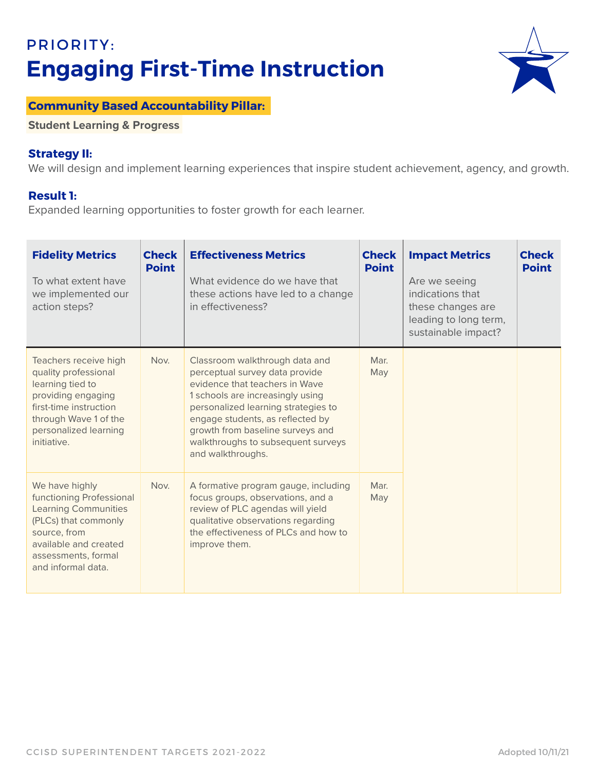PRIORITY:

# Engaging First-Time Instruction

**Community Based Accountability Pillar:**

**Student Learning & Progress**

**Strategy II:**
We will design and implement learning experiences that inspire student achievement, agency, and growth.

**Result 1:**
Expanded learning opportunities to foster growth for each learner.

| **Fidelity Metrics** To what extent have we implemented our action steps? | **Check Point** | **Effectiveness Metrics** What evidence do we have that these actions have led to a change in effectiveness? | **Check Point** | **Impact Metrics** Are we seeing indications that these changes are leading to long term, sustainable impact? | **Check Point** |
|---|---|---|---|---|---|
| Teachers receive high quality professional learning tied to providing engaging first-time instruction through Wave 1 of the personalized learning initiative. | Nov. | Classroom walkthrough data and perceptual survey data provide evidence that teachers in Wave 1 schools are increasingly using personalized learning strategies to engage students, as reflected by growth from baseline surveys and walkthroughs to subsequent surveys and walkthroughs. | Mar. May | | |
| We have highly functioning Professional Learning Communities (PLCs) that commonly source, from available and created assessments, formal and informal data. | Nov. | A formative program gauge, including focus groups, observations, and a review of PLC agendas will yield qualitative observations regarding the effectiveness of PLCs and how to improve them. | Mar. May | | |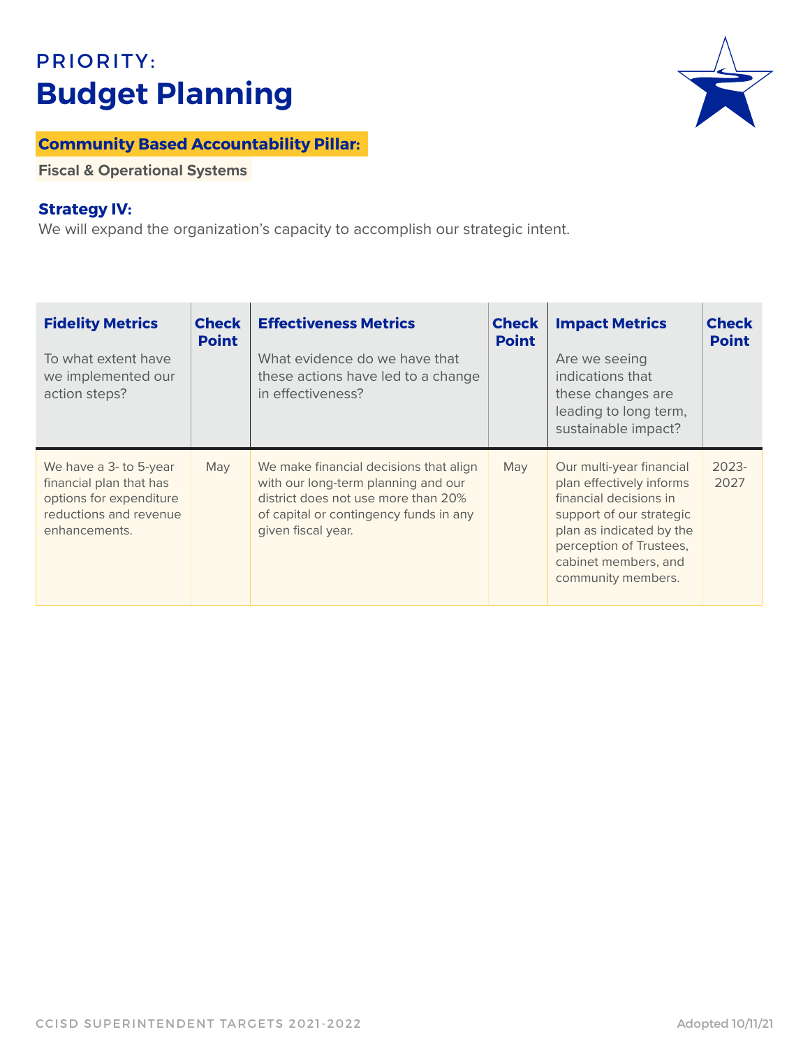PRIORITY:

# Budget Planning

**Community Based Accountability Pillar:**

**Fiscal & Operational Systems**

**Strategy IV:**

We will expand the organization's capacity to accomplish our strategic intent.

| **Fidelity Metrics** To what extent have we implemented our action steps? | **Check Point** | **Effectiveness Metrics** What evidence do we have that these actions have led to a change in effectiveness? | **Check Point** | **Impact Metrics** Are we seeing indications that these changes are leading to long term, sustainable impact? | **Check Point** |
|---|---|---|---|---|---|
| We have a 3- to 5-year financial plan that has options for expenditure reductions and revenue enhancements. | May | We make financial decisions that align with our long-term planning and our district does not use more than 20% of capital or contingency funds in any given fiscal year. | May | Our multi-year financial plan effectively informs financial decisions in support of our strategic plan as indicated by the perception of Trustees, cabinet members, and community members. | 2023-2027 |